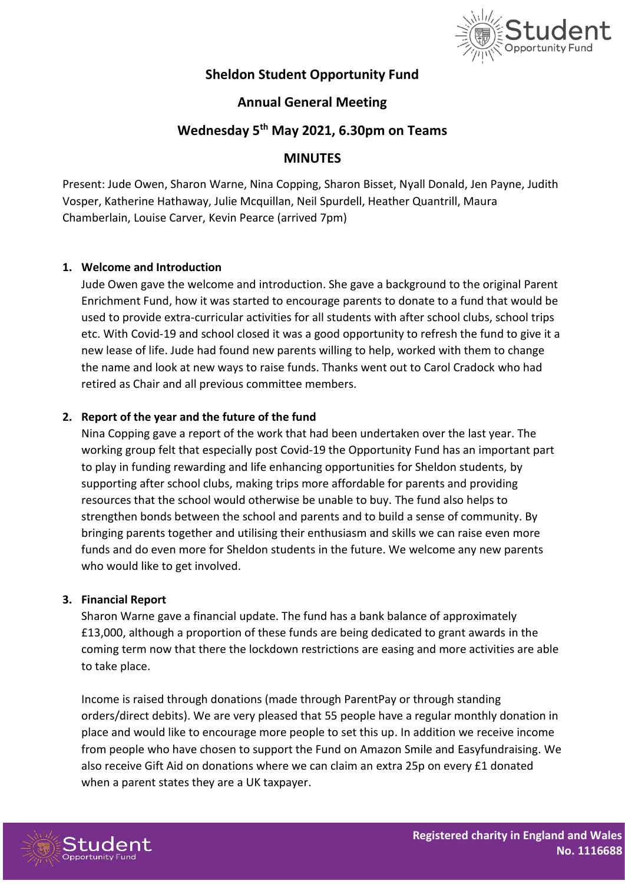# Sheldon Student Opportunity Fund

## Annual General Meeting

## Wednesday 5th May 2021, 6.30pm on Teams

## MINUTES

Present: Jude Owen, Sharon Warne, Nina Copping, Sharon Bisset, Nyall Donald, Jen Payne, Judith Vosper, Katherine Hathaway, Julie Mcquillan, Neil Spurdell, Heather Quantrill, Maura Chamberlain, Louise Carver, Kevin Pearce (arrived 7pm)

1. **Welcome and Introduction**

   Jude Owen gave the welcome and introduction. She gave a background to the original Parent Enrichment Fund, how it was started to encourage parents to donate to a fund that would be used to provide extra-curricular activities for all students with after school clubs, school trips etc. With Covid-19 and school closed it was a good opportunity to refresh the fund to give it a new lease of life. Jude had found new parents willing to help, worked with them to change the name and look at new ways to raise funds. Thanks went out to Carol Cradock who had retired as Chair and all previous committee members.

2. **Report of the year and the future of the fund**

   Nina Copping gave a report of the work that had been undertaken over the last year. The working group felt that especially post Covid-19 the Opportunity Fund has an important part to play in funding rewarding and life enhancing opportunities for Sheldon students, by supporting after school clubs, making trips more affordable for parents and providing resources that the school would otherwise be unable to buy. The fund also helps to strengthen bonds between the school and parents and to build a sense of community. By bringing parents together and utilising their enthusiasm and skills we can raise even more funds and do even more for Sheldon students in the future. We welcome any new parents who would like to get involved.

3. **Financial Report**

   Sharon Warne gave a financial update. The fund has a bank balance of approximately £13,000, although a proportion of these funds are being dedicated to grant awards in the coming term now that there the lockdown restrictions are easing and more activities are able to take place.

   Income is raised through donations (made through ParentPay or through standing orders/direct debits). We are very pleased that 55 people have a regular monthly donation in place and would like to encourage more people to set this up. In addition we receive income from people who have chosen to support the Fund on Amazon Smile and Easyfundraising. We also receive Gift Aid on donations where we can claim an extra 25p on every £1 donated when a parent states they are a UK taxpayer.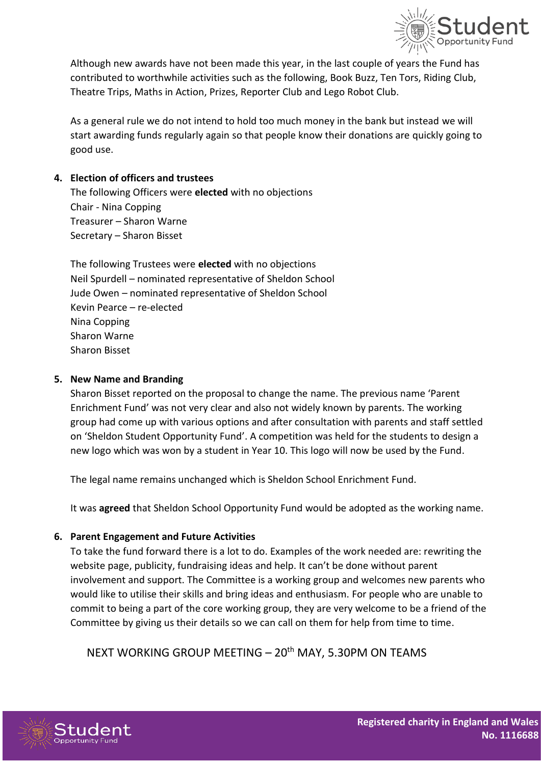Although new awards have not been made this year, in the last couple of years the Fund has contributed to worthwhile activities such as the following, Book Buzz, Ten Tors, Riding Club, Theatre Trips, Maths in Action, Prizes, Reporter Club and Lego Robot Club.

As a general rule we do not intend to hold too much money in the bank but instead we will start awarding funds regularly again so that people know their donations are quickly going to good use.

**4. Election of officers and trustees**

The following Officers were **elected** with no objections
Chair - Nina Copping
Treasurer – Sharon Warne
Secretary – Sharon Bisset

The following Trustees were **elected** with no objections
Neil Spurdell – nominated representative of Sheldon School
Jude Owen – nominated representative of Sheldon School
Kevin Pearce – re-elected
Nina Copping
Sharon Warne
Sharon Bisset

**5. New Name and Branding**

Sharon Bisset reported on the proposal to change the name. The previous name 'Parent Enrichment Fund' was not very clear and also not widely known by parents. The working group had come up with various options and after consultation with parents and staff settled on 'Sheldon Student Opportunity Fund'. A competition was held for the students to design a new logo which was won by a student in Year 10. This logo will now be used by the Fund.

The legal name remains unchanged which is Sheldon School Enrichment Fund.

It was **agreed** that Sheldon School Opportunity Fund would be adopted as the working name.

**6. Parent Engagement and Future Activities**

To take the fund forward there is a lot to do. Examples of the work needed are: rewriting the website page, publicity, fundraising ideas and help. It can't be done without parent involvement and support. The Committee is a working group and welcomes new parents who would like to utilise their skills and bring ideas and enthusiasm. For people who are unable to commit to being a part of the core working group, they are very welcome to be a friend of the Committee by giving us their details so we can call on them for help from time to time.

NEXT WORKING GROUP MEETING – 20th MAY, 5.30PM ON TEAMS

**Registered charity in England and Wales No. 1116688**